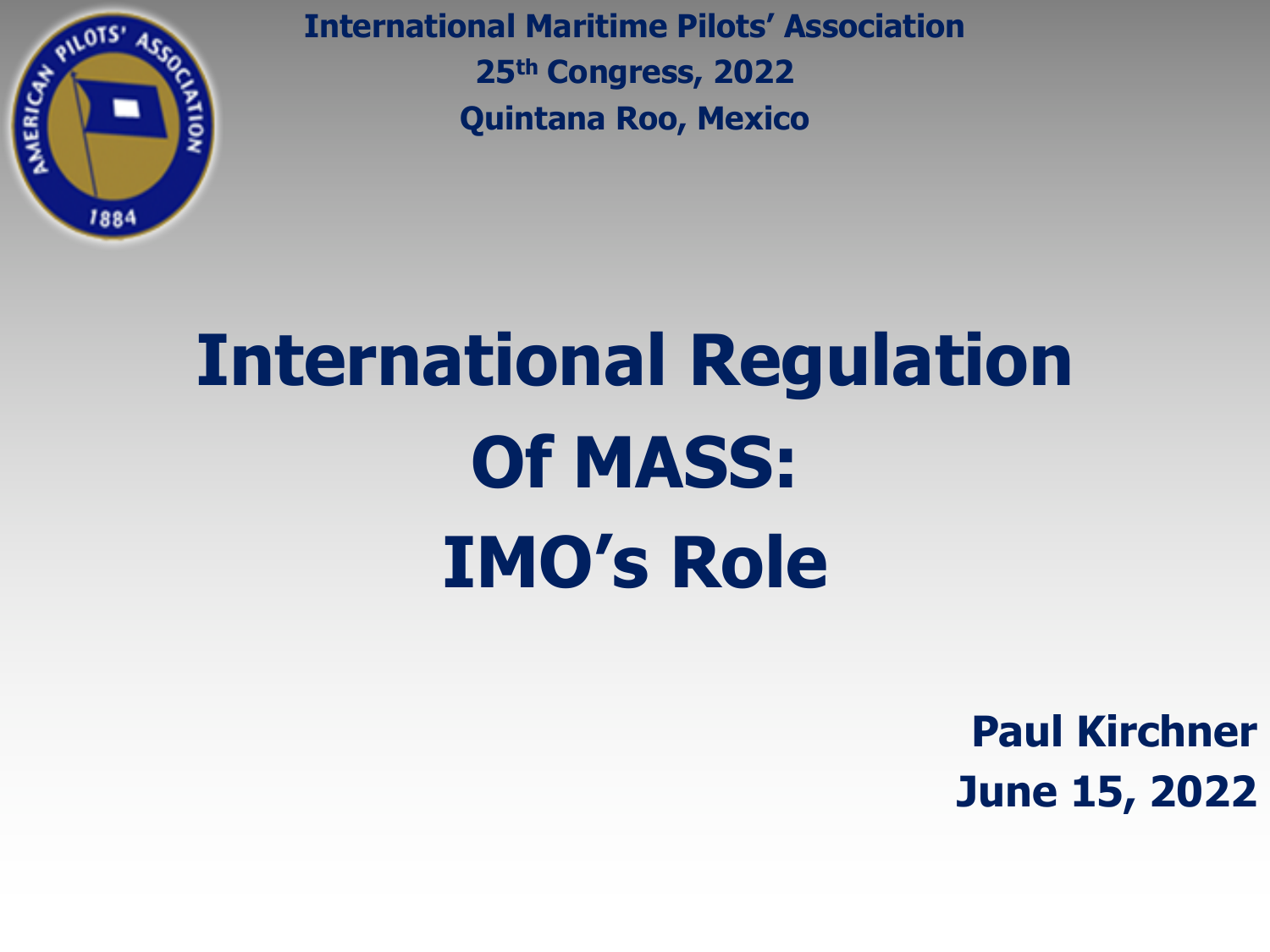International Maritime Pilots' Association

25th Congress, 2022

Quintana Roo, Mexico

# International Regulation Of MASS: IMO's Role

**Paul Kirchner**

**June 15, 2022**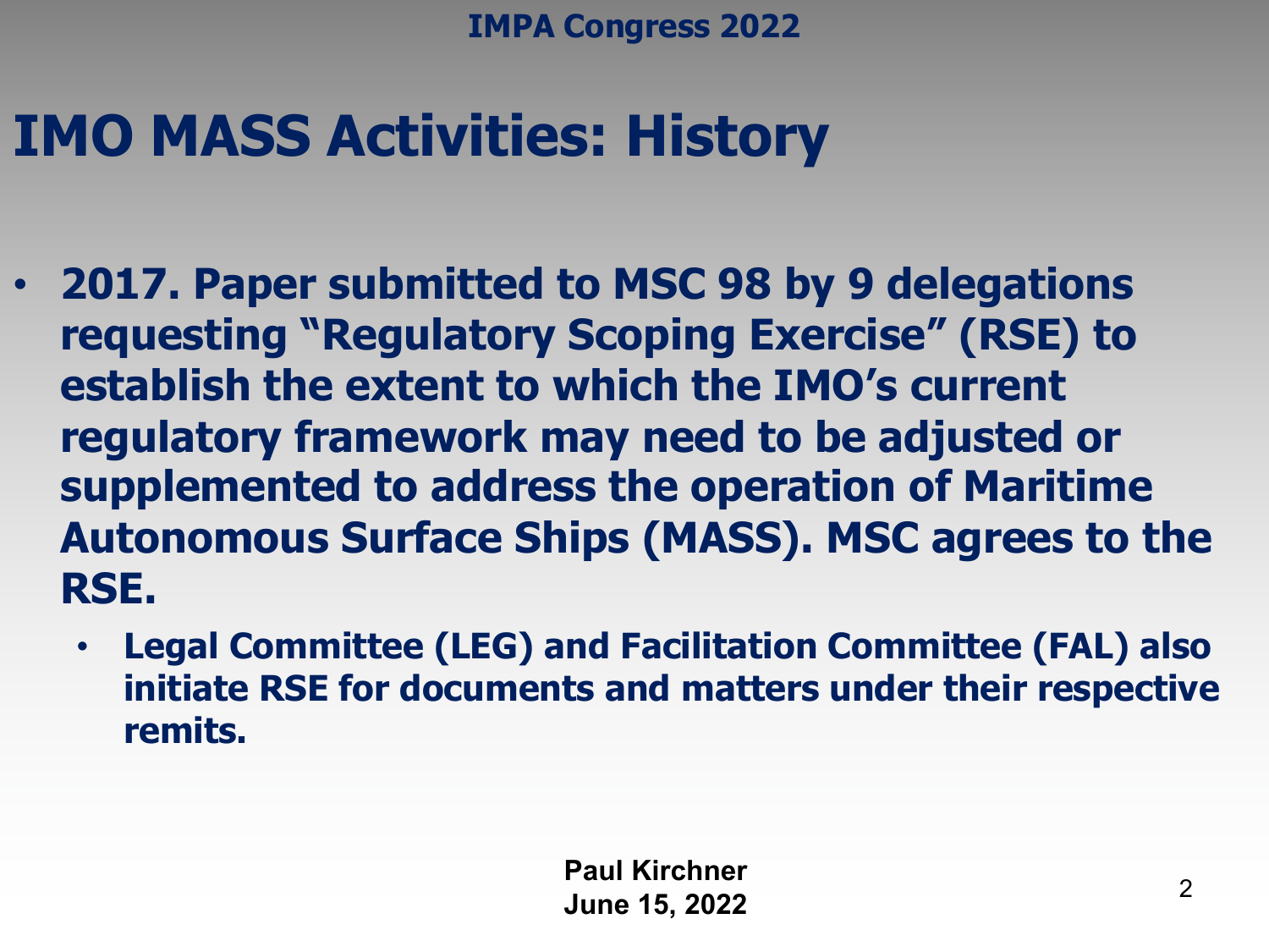# IMO MASS Activities: History

- **2017. Paper submitted to MSC 98 by 9 delegations requesting "Regulatory Scoping Exercise" (RSE) to establish the extent to which the IMO's current regulatory framework may need to be adjusted or supplemented to address the operation of Maritime Autonomous Surface Ships (MASS). MSC agrees to the RSE.**
  - **Legal Committee (LEG) and Facilitation Committee (FAL) also initiate RSE for documents and matters under their respective remits.**

**Paul Kirchner**
**June 15, 2022**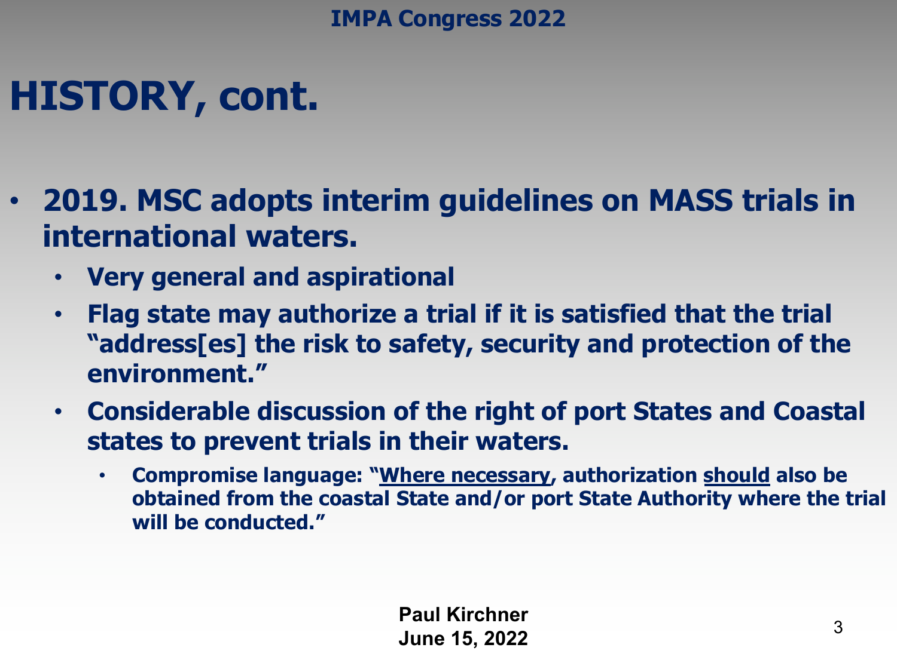# HISTORY, cont.

- **2019. MSC adopts interim guidelines on MASS trials in international waters.**
  - **Very general and aspirational**
  - **Flag state may authorize a trial if it is satisfied that the trial "address[es] the risk to safety, security and protection of the environment."**
  - **Considerable discussion of the right of port States and Coastal states to prevent trials in their waters.**
    - **Compromise language: "<u>Where necessary</u>, authorization <u>should</u> also be obtained from the coastal State and/or port State Authority where the trial will be conducted."**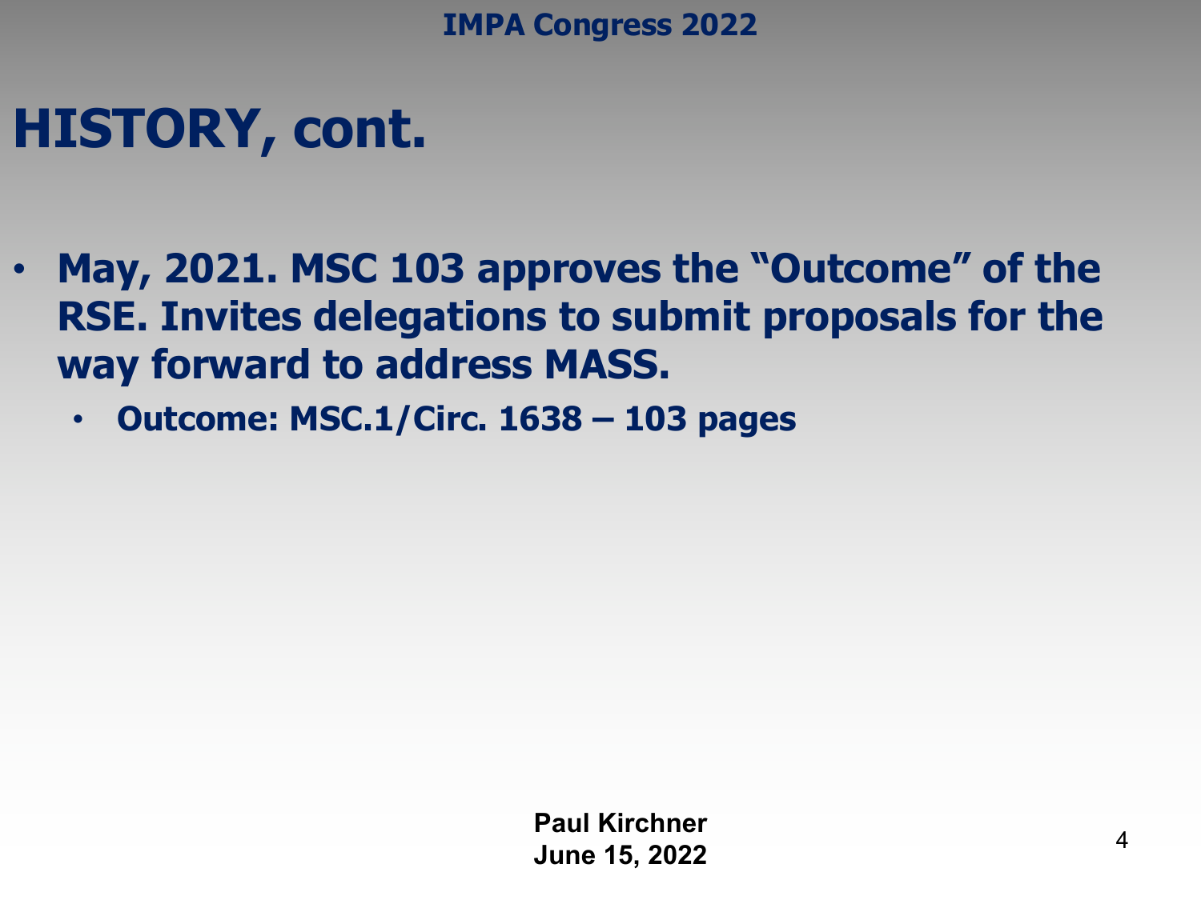# HISTORY, cont.

- **May, 2021. MSC 103 approves the "Outcome" of the RSE. Invites delegations to submit proposals for the way forward to address MASS.**
  - **Outcome: MSC.1/Circ. 1638 – 103 pages**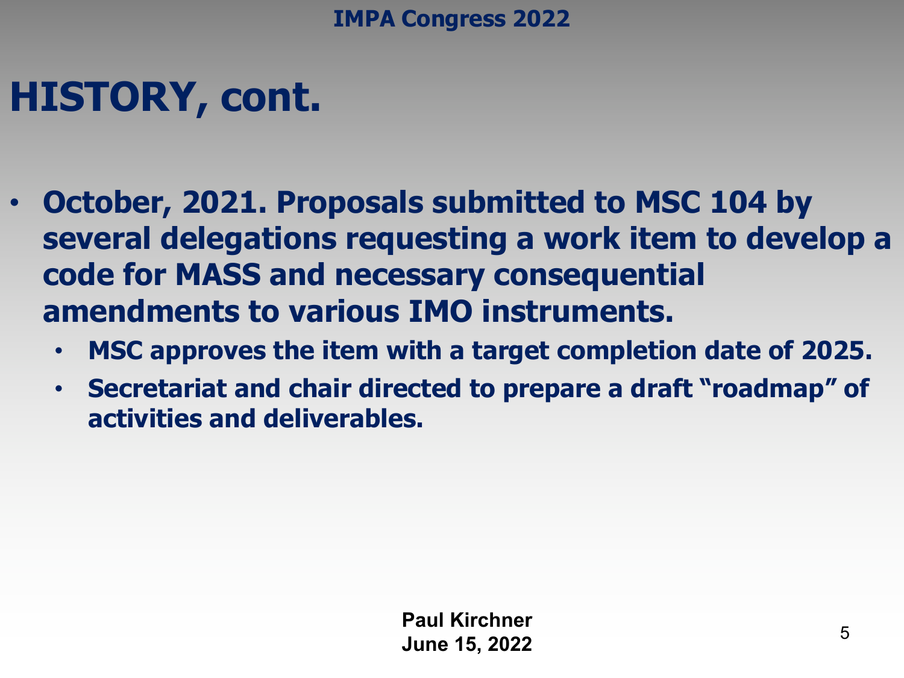# HISTORY, cont.

- **October, 2021. Proposals submitted to MSC 104 by several delegations requesting a work item to develop a code for MASS and necessary consequential amendments to various IMO instruments.**
  - **MSC approves the item with a target completion date of 2025.**
  - **Secretariat and chair directed to prepare a draft "roadmap" of activities and deliverables.**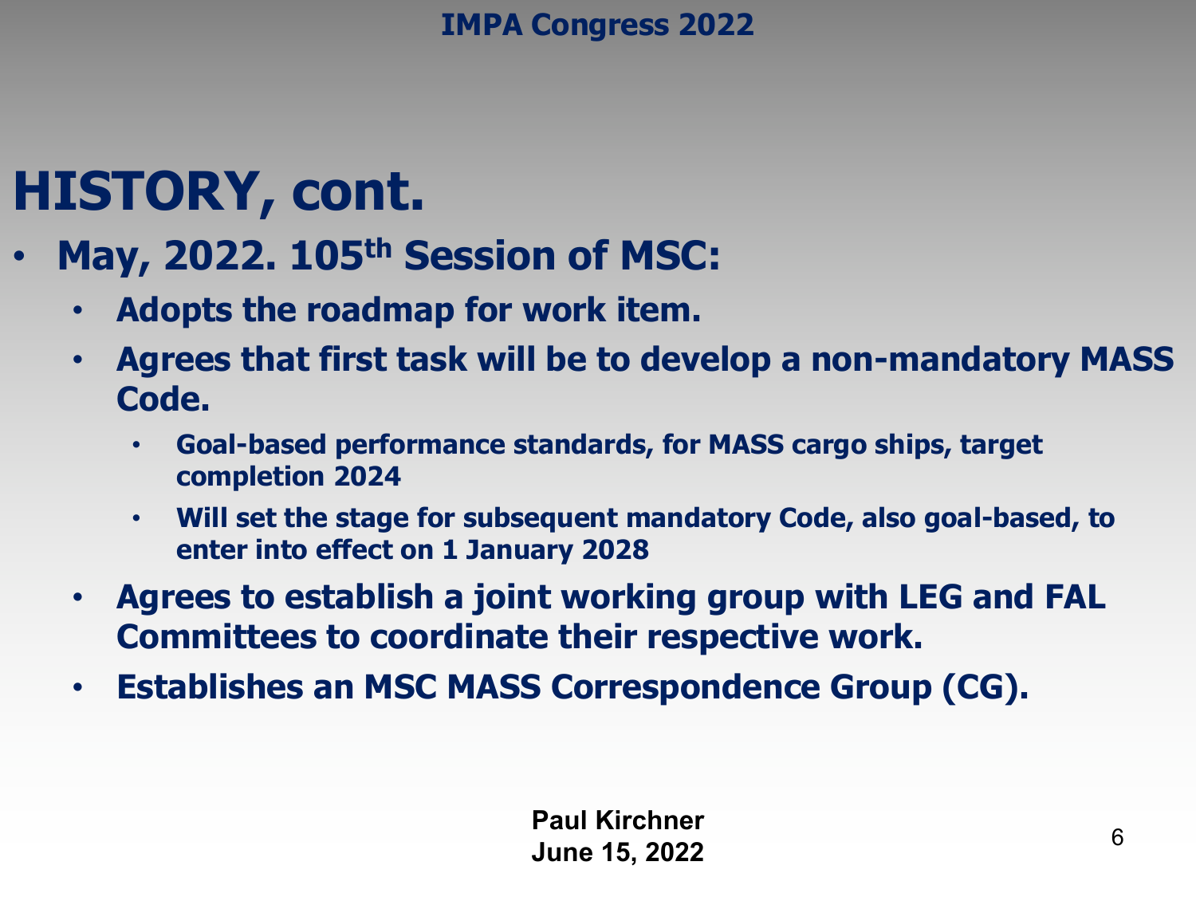# HISTORY, cont.

- **May, 2022. 105th Session of MSC:**
  - **Adopts the roadmap for work item.**
  - **Agrees that first task will be to develop a non-mandatory MASS Code.**
    - **Goal-based performance standards, for MASS cargo ships, target completion 2024**
    - **Will set the stage for subsequent mandatory Code, also goal-based, to enter into effect on 1 January 2028**
  - **Agrees to establish a joint working group with LEG and FAL Committees to coordinate their respective work.**
  - **Establishes an MSC MASS Correspondence Group (CG).**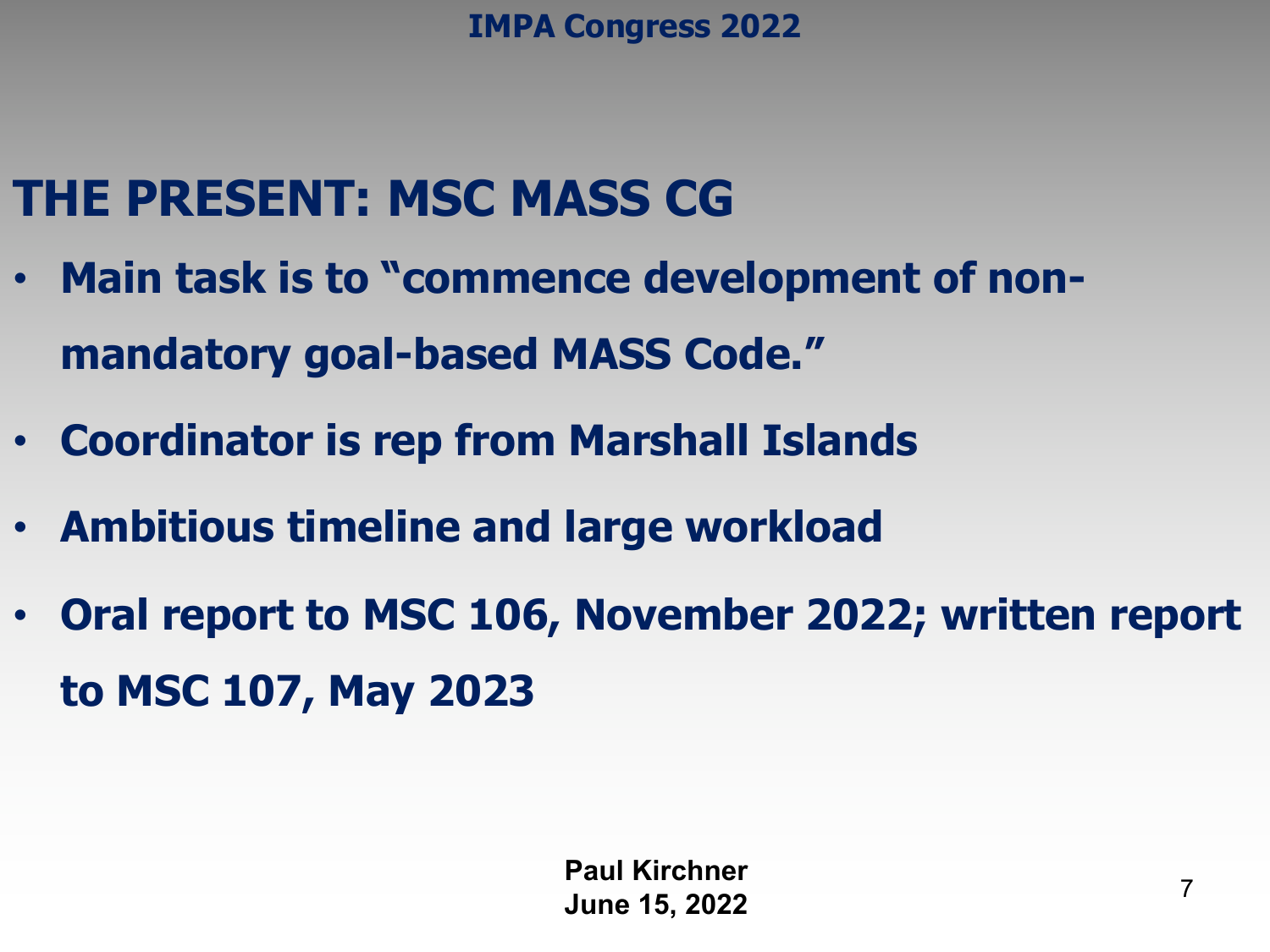# THE PRESENT: MSC MASS CG

- **Main task is to "commence development of non-mandatory goal-based MASS Code."**
- **Coordinator is rep from Marshall Islands**
- **Ambitious timeline and large workload**
- **Oral report to MSC 106, November 2022; written report to MSC 107, May 2023**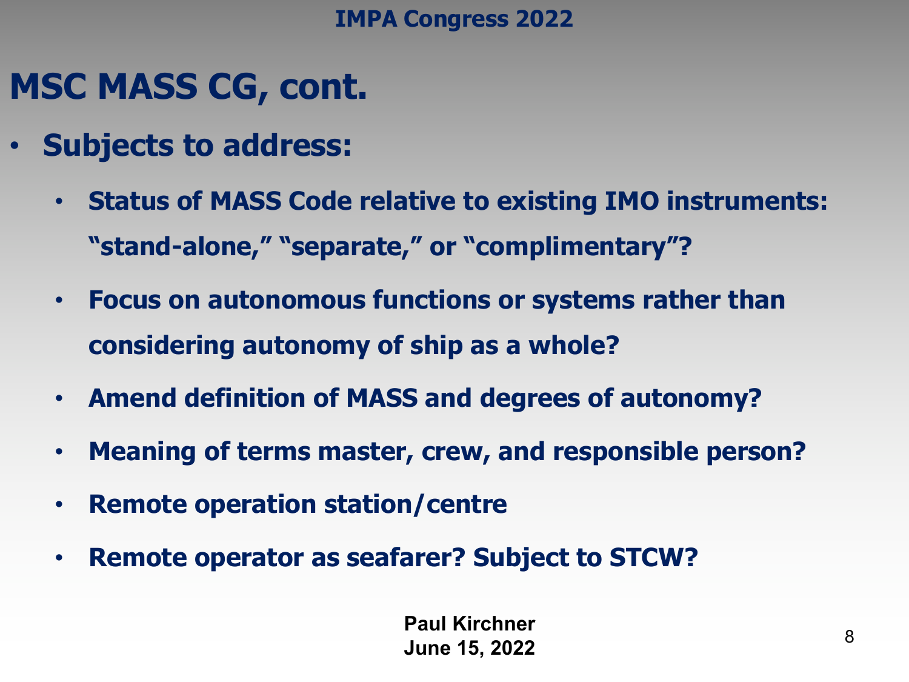# MSC MASS CG, cont.

- **Subjects to address:**
  - **Status of MASS Code relative to existing IMO instruments: "stand-alone," "separate," or "complimentary"?**
  - **Focus on autonomous functions or systems rather than considering autonomy of ship as a whole?**
  - **Amend definition of MASS and degrees of autonomy?**
  - **Meaning of terms master, crew, and responsible person?**
  - **Remote operation station/centre**
  - **Remote operator as seafarer? Subject to STCW?**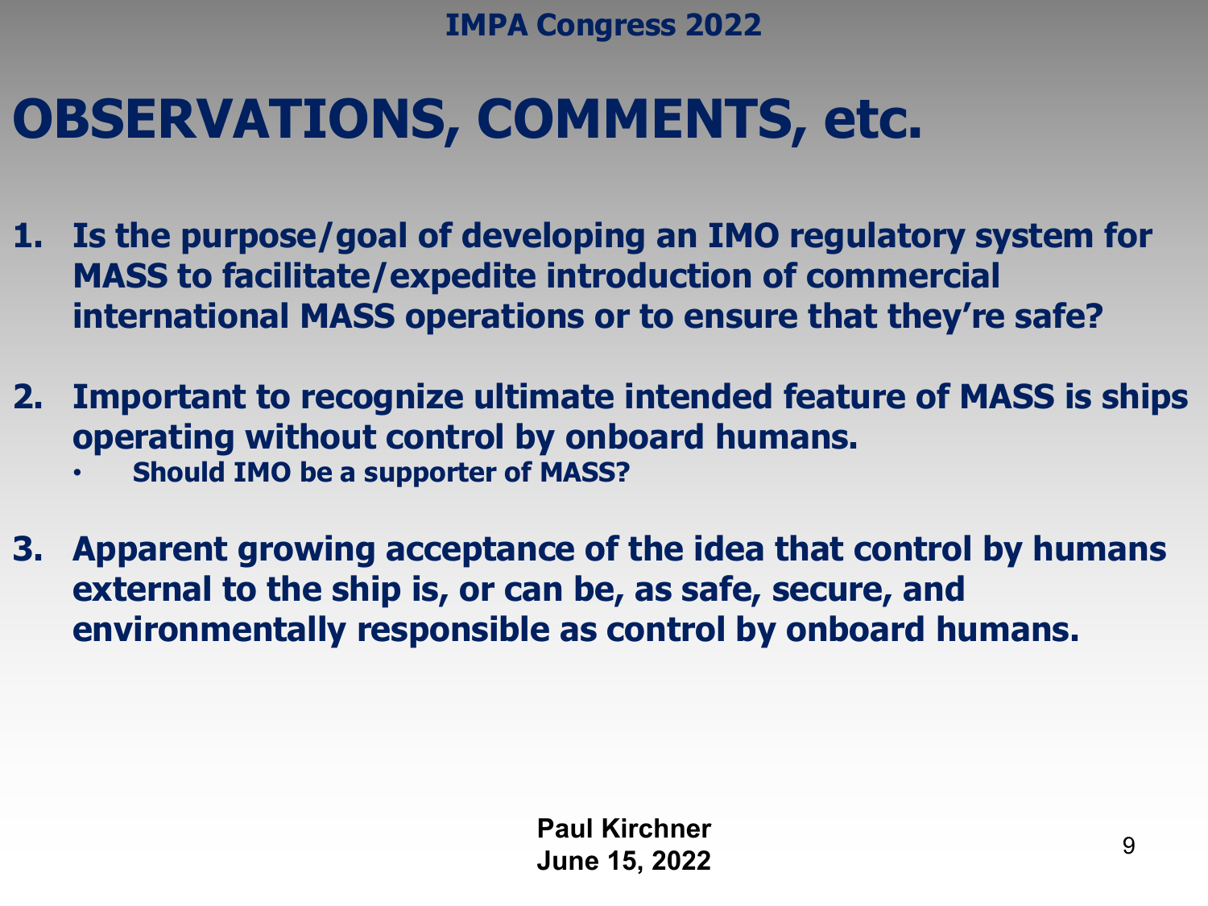# OBSERVATIONS, COMMENTS, etc.

1. **Is the purpose/goal of developing an IMO regulatory system for MASS to facilitate/expedite introduction of commercial international MASS operations or to ensure that they're safe?**

2. **Important to recognize ultimate intended feature of MASS is ships operating without control by onboard humans.**
   - **Should IMO be a supporter of MASS?**

3. **Apparent growing acceptance of the idea that control by humans external to the ship is, or can be, as safe, secure, and environmentally responsible as control by onboard humans.**

**Paul Kirchner**
**June 15, 2022**